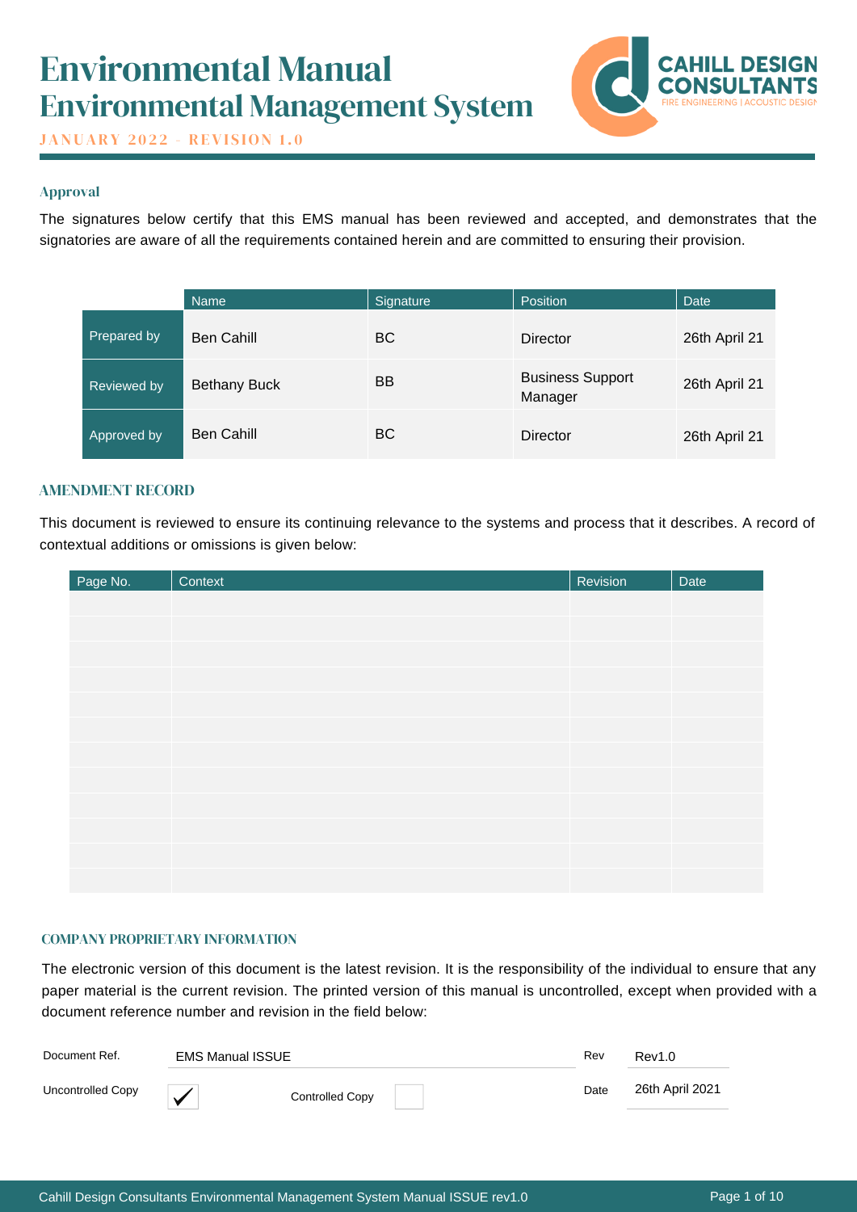# Environmental Manual
# Environmental Management System

JANUARY 2022 - REVISION 1.0

CAHILL DESIGN CONSULTANTS
FIRE ENGINEERING | ACOUSTIC DESIGN

## Approval

The signatures below certify that this EMS manual has been reviewed and accepted, and demonstrates that the signatories are aware of all the requirements contained herein and are committed to ensuring their provision.

| | Name | Signature | Position | Date |
|---|---|---|---|---|
| Prepared by | Ben Cahill | BC | Director | 26th April 21 |
| Reviewed by | Bethany Buck | BB | Business Support Manager | 26th April 21 |
| Approved by | Ben Cahill | BC | Director | 26th April 21 |

## AMENDMENT RECORD

This document is reviewed to ensure its continuing relevance to the systems and process that it describes. A record of contextual additions or omissions is given below:

| Page No. | Context | Revision | Date |
|---|---|---|---|
| | | | |
| | | | |
| | | | |
| | | | |
| | | | |
| | | | |
| | | | |
| | | | |
| | | | |
| | | | |
| | | | |
| | | | |

## COMPANY PROPRIETARY INFORMATION

The electronic version of this document is the latest revision. It is the responsibility of the individual to ensure that any paper material is the current revision. The printed version of this manual is uncontrolled, except when provided with a document reference number and revision in the field below:

| | | | | | |
|---|---|---|---|---|---|
| Document Ref. | EMS Manual ISSUE | | | Rev | Rev1.0 |
| Uncontrolled Copy | ✓ | Controlled Copy | ☐ | Date | 26th April 2021 |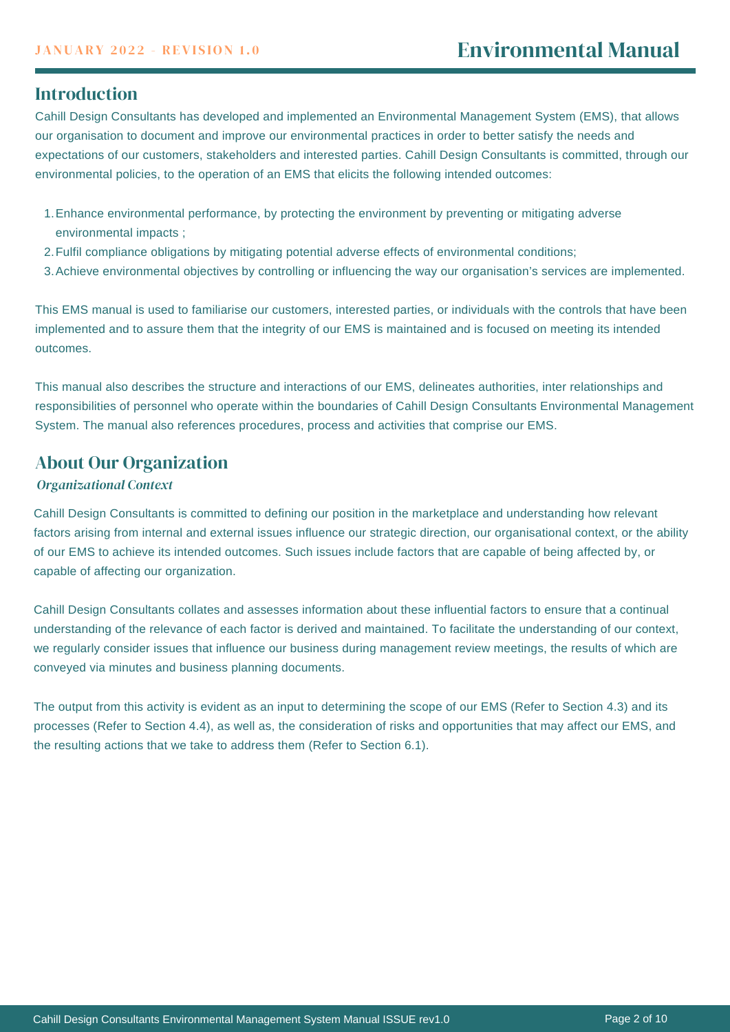## Introduction

Cahill Design Consultants has developed and implemented an Environmental Management System (EMS), that allows our organisation to document and improve our environmental practices in order to better satisfy the needs and expectations of our customers, stakeholders and interested parties. Cahill Design Consultants is committed, through our environmental policies, to the operation of an EMS that elicits the following intended outcomes:

1. Enhance environmental performance, by protecting the environment by preventing or mitigating adverse environmental impacts ;
2. Fulfil compliance obligations by mitigating potential adverse effects of environmental conditions;
3. Achieve environmental objectives by controlling or influencing the way our organisation's services are implemented.

This EMS manual is used to familiarise our customers, interested parties, or individuals with the controls that have been implemented and to assure them that the integrity of our EMS is maintained and is focused on meeting its intended outcomes.

This manual also describes the structure and interactions of our EMS, delineates authorities, inter relationships and responsibilities of personnel who operate within the boundaries of Cahill Design Consultants Environmental Management System. The manual also references procedures, process and activities that comprise our EMS.

## About Our Organization

### *Organizational Context*

Cahill Design Consultants is committed to defining our position in the marketplace and understanding how relevant factors arising from internal and external issues influence our strategic direction, our organisational context, or the ability of our EMS to achieve its intended outcomes. Such issues include factors that are capable of being affected by, or capable of affecting our organization.

Cahill Design Consultants collates and assesses information about these influential factors to ensure that a continual understanding of the relevance of each factor is derived and maintained. To facilitate the understanding of our context, we regularly consider issues that influence our business during management review meetings, the results of which are conveyed via minutes and business planning documents.

The output from this activity is evident as an input to determining the scope of our EMS (Refer to Section 4.3) and its processes (Refer to Section 4.4), as well as, the consideration of risks and opportunities that may affect our EMS, and the resulting actions that we take to address them (Refer to Section 6.1).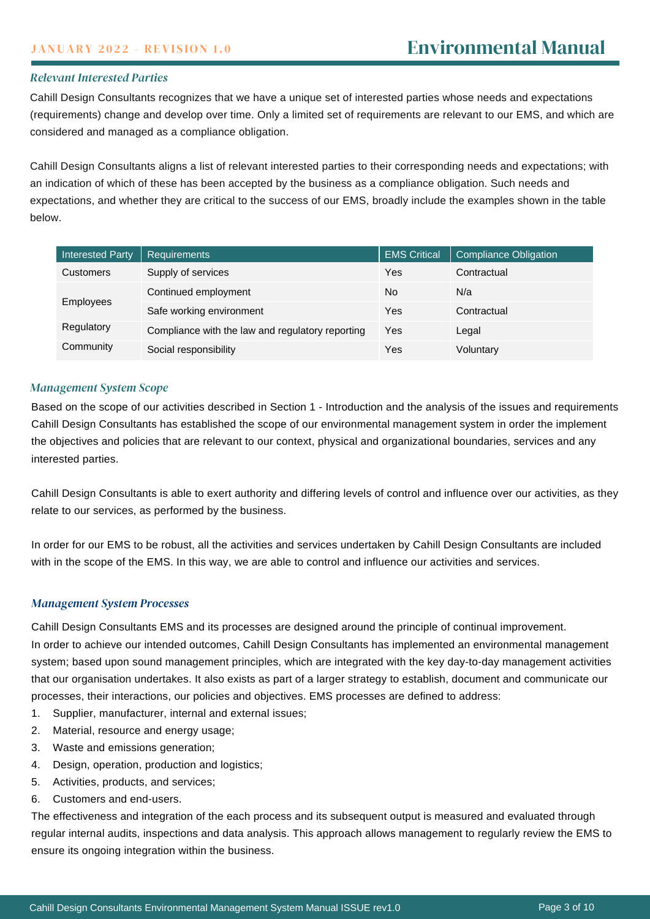### *Relevant Interested Parties*

Cahill Design Consultants recognizes that we have a unique set of interested parties whose needs and expectations (requirements) change and develop over time. Only a limited set of requirements are relevant to our EMS, and which are considered and managed as a compliance obligation.

Cahill Design Consultants aligns a list of relevant interested parties to their corresponding needs and expectations; with an indication of which of these has been accepted by the business as a compliance obligation. Such needs and expectations, and whether they are critical to the success of our EMS, broadly include the examples shown in the table below.

| Interested Party | Requirements | EMS Critical | Compliance Obligation |
|---|---|---|---|
| Customers | Supply of services | Yes | Contractual |
| Employees | Continued employment | No | N/a |
| | Safe working environment | Yes | Contractual |
| Regulatory | Compliance with the law and regulatory reporting | Yes | Legal |
| Community | Social responsibility | Yes | Voluntary |

### *Management System Scope*

Based on the scope of our activities described in Section 1 - Introduction and the analysis of the issues and requirements Cahill Design Consultants has established the scope of our environmental management system in order the implement the objectives and policies that are relevant to our context, physical and organizational boundaries, services and any interested parties.

Cahill Design Consultants is able to exert authority and differing levels of control and influence over our activities, as they relate to our services, as performed by the business.

In order for our EMS to be robust, all the activities and services undertaken by Cahill Design Consultants are included with in the scope of the EMS. In this way, we are able to control and influence our activities and services.

### *Management System Processes*

Cahill Design Consultants EMS and its processes are designed around the principle of continual improvement. In order to achieve our intended outcomes, Cahill Design Consultants has implemented an environmental management system; based upon sound management principles, which are integrated with the key day-to-day management activities that our organisation undertakes. It also exists as part of a larger strategy to establish, document and communicate our processes, their interactions, our policies and objectives. EMS processes are defined to address:

1. Supplier, manufacturer, internal and external issues;
2. Material, resource and energy usage;
3. Waste and emissions generation;
4. Design, operation, production and logistics;
5. Activities, products, and services;
6. Customers and end-users.

The effectiveness and integration of the each process and its subsequent output is measured and evaluated through regular internal audits, inspections and data analysis. This approach allows management to regularly review the EMS to ensure its ongoing integration within the business.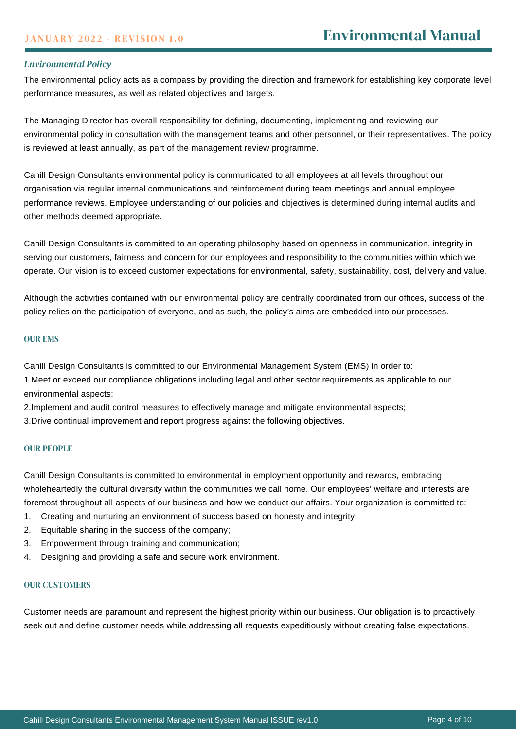### *Environmental Policy*

The environmental policy acts as a compass by providing the direction and framework for establishing key corporate level performance measures, as well as related objectives and targets.

The Managing Director has overall responsibility for defining, documenting, implementing and reviewing our environmental policy in consultation with the management teams and other personnel, or their representatives. The policy is reviewed at least annually, as part of the management review programme.

Cahill Design Consultants environmental policy is communicated to all employees at all levels throughout our organisation via regular internal communications and reinforcement during team meetings and annual employee performance reviews. Employee understanding of our policies and objectives is determined during internal audits and other methods deemed appropriate.

Cahill Design Consultants is committed to an operating philosophy based on openness in communication, integrity in serving our customers, fairness and concern for our employees and responsibility to the communities within which we operate. Our vision is to exceed customer expectations for environmental, safety, sustainability, cost, delivery and value.

Although the activities contained with our environmental policy are centrally coordinated from our offices, success of the policy relies on the participation of everyone, and as such, the policy's aims are embedded into our processes.

#### OUR EMS

Cahill Design Consultants is committed to our Environmental Management System (EMS) in order to:

1. Meet or exceed our compliance obligations including legal and other sector requirements as applicable to our environmental aspects;
2. Implement and audit control measures to effectively manage and mitigate environmental aspects;
3. Drive continual improvement and report progress against the following objectives.

#### OUR PEOPLE

Cahill Design Consultants is committed to environmental in employment opportunity and rewards, embracing wholeheartedly the cultural diversity within the communities we call home. Our employees' welfare and interests are foremost throughout all aspects of our business and how we conduct our affairs. Your organization is committed to:

1. Creating and nurturing an environment of success based on honesty and integrity;
2. Equitable sharing in the success of the company;
3. Empowerment through training and communication;
4. Designing and providing a safe and secure work environment.

#### OUR CUSTOMERS

Customer needs are paramount and represent the highest priority within our business. Our obligation is to proactively seek out and define customer needs while addressing all requests expeditiously without creating false expectations.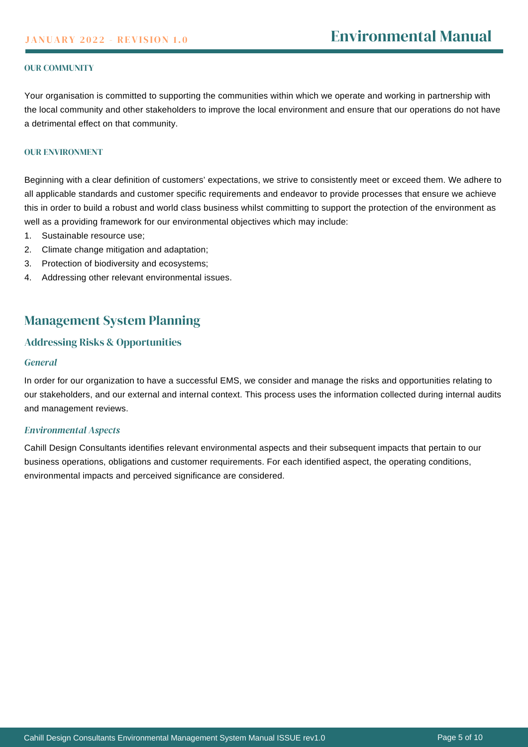#### OUR COMMUNITY

Your organisation is committed to supporting the communities within which we operate and working in partnership with the local community and other stakeholders to improve the local environment and ensure that our operations do not have a detrimental effect on that community.

#### OUR ENVIRONMENT

Beginning with a clear definition of customers' expectations, we strive to consistently meet or exceed them. We adhere to all applicable standards and customer specific requirements and endeavor to provide processes that ensure we achieve this in order to build a robust and world class business whilst committing to support the protection of the environment as well as a providing framework for our environmental objectives which may include:

1. Sustainable resource use;
2. Climate change mitigation and adaptation;
3. Protection of biodiversity and ecosystems;
4. Addressing other relevant environmental issues.

## Management System Planning

### Addressing Risks & Opportunities

*General*

In order for our organization to have a successful EMS, we consider and manage the risks and opportunities relating to our stakeholders, and our external and internal context. This process uses the information collected during internal audits and management reviews.

*Environmental Aspects*

Cahill Design Consultants identifies relevant environmental aspects and their subsequent impacts that pertain to our business operations, obligations and customer requirements. For each identified aspect, the operating conditions, environmental impacts and perceived significance are considered.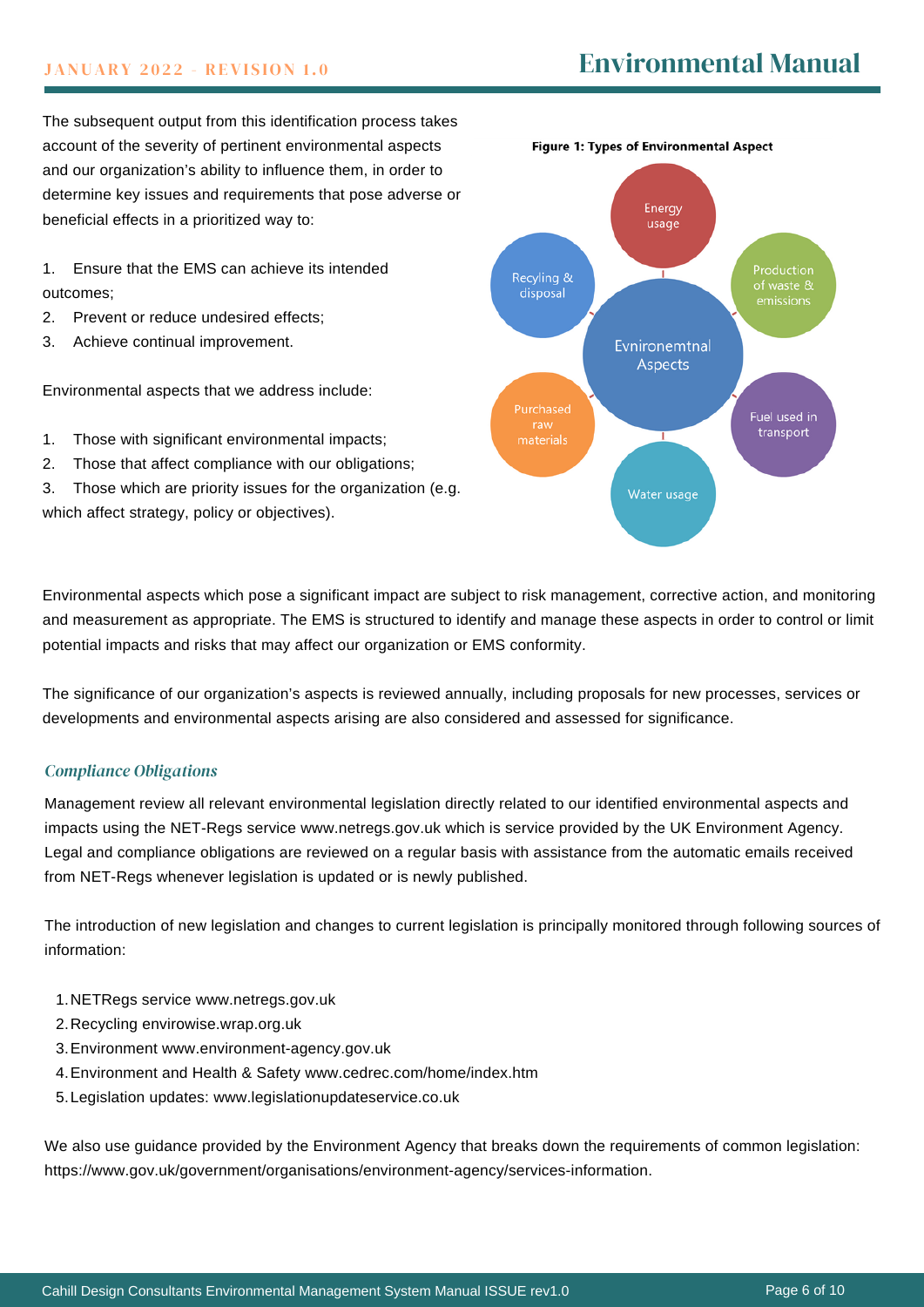The subsequent output from this identification process takes account of the severity of pertinent environmental aspects and our organization's ability to influence them, in order to determine key issues and requirements that pose adverse or beneficial effects in a prioritized way to:

1. Ensure that the EMS can achieve its intended outcomes;
2. Prevent or reduce undesired effects;
3. Achieve continual improvement.

Environmental aspects that we address include:

1. Those with significant environmental impacts;
2. Those that affect compliance with our obligations;
3. Those which are priority issues for the organization (e.g. which affect strategy, policy or objectives).

**Figure 1: Types of Environmental Aspect**

Evnironemtnal Aspects: Energy usage; Production of waste & emissions; Fuel used in transport; Water usage; Purchased raw materials; Recyling & disposal

Environmental aspects which pose a significant impact are subject to risk management, corrective action, and monitoring and measurement as appropriate. The EMS is structured to identify and manage these aspects in order to control or limit potential impacts and risks that may affect our organization or EMS conformity.

The significance of our organization's aspects is reviewed annually, including proposals for new processes, services or developments and environmental aspects arising are also considered and assessed for significance.

### *Compliance Obligations*

Management review all relevant environmental legislation directly related to our identified environmental aspects and impacts using the NET-Regs service www.netregs.gov.uk which is service provided by the UK Environment Agency. Legal and compliance obligations are reviewed on a regular basis with assistance from the automatic emails received from NET-Regs whenever legislation is updated or is newly published.

The introduction of new legislation and changes to current legislation is principally monitored through following sources of information:

1. NETRegs service www.netregs.gov.uk
2. Recycling envirowise.wrap.org.uk
3. Environment www.environment-agency.gov.uk
4. Environment and Health & Safety www.cedrec.com/home/index.htm
5. Legislation updates: www.legislationupdateservice.co.uk

We also use guidance provided by the Environment Agency that breaks down the requirements of common legislation: https://www.gov.uk/government/organisations/environment-agency/services-information.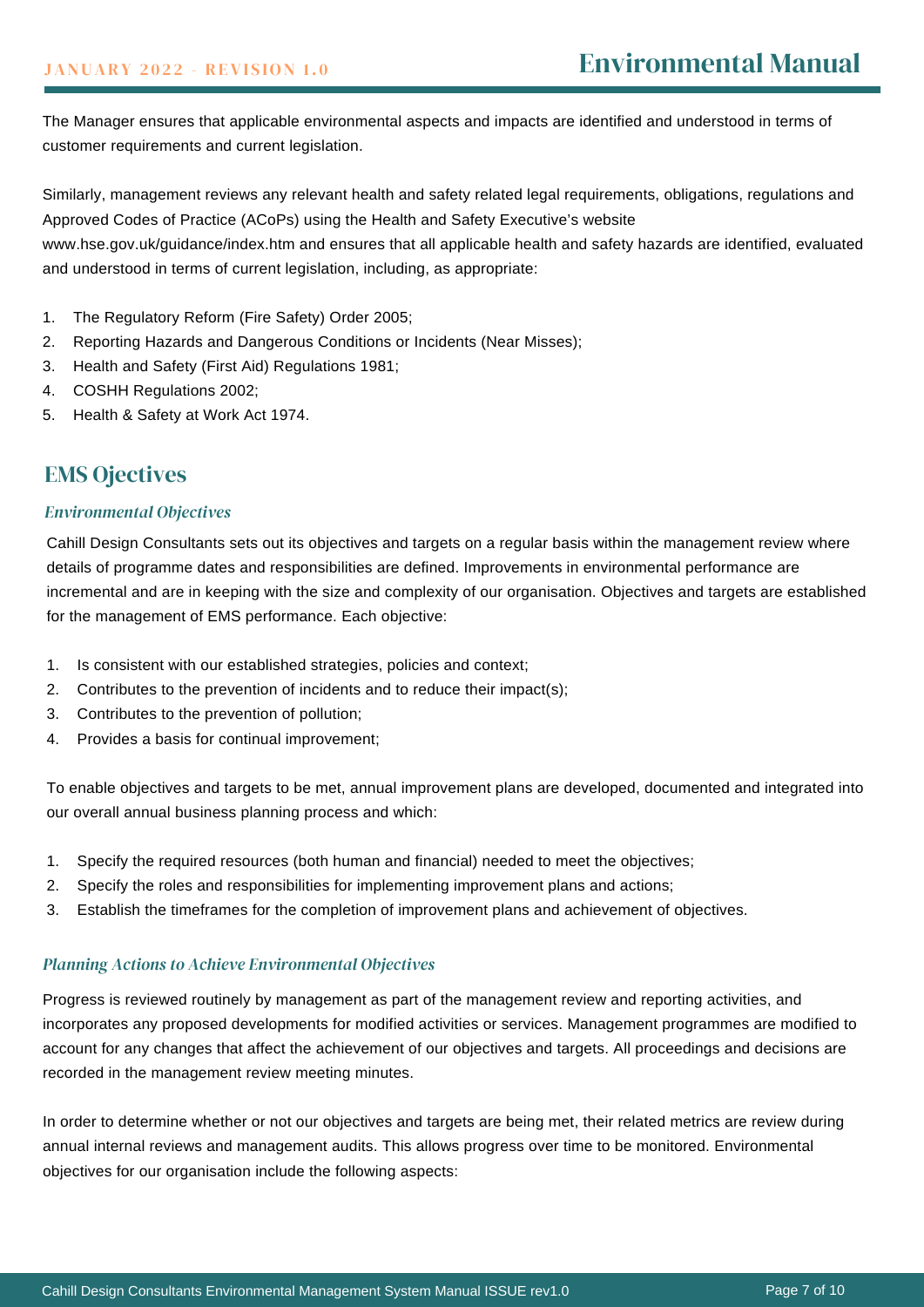The Manager ensures that applicable environmental aspects and impacts are identified and understood in terms of customer requirements and current legislation.

Similarly, management reviews any relevant health and safety related legal requirements, obligations, regulations and Approved Codes of Practice (ACoPs) using the Health and Safety Executive's website www.hse.gov.uk/guidance/index.htm and ensures that all applicable health and safety hazards are identified, evaluated and understood in terms of current legislation, including, as appropriate:

1. The Regulatory Reform (Fire Safety) Order 2005;
2. Reporting Hazards and Dangerous Conditions or Incidents (Near Misses);
3. Health and Safety (First Aid) Regulations 1981;
4. COSHH Regulations 2002;
5. Health & Safety at Work Act 1974.

## EMS Ojectives

### *Environmental Objectives*

Cahill Design Consultants sets out its objectives and targets on a regular basis within the management review where details of programme dates and responsibilities are defined. Improvements in environmental performance are incremental and are in keeping with the size and complexity of our organisation. Objectives and targets are established for the management of EMS performance. Each objective:

1. Is consistent with our established strategies, policies and context;
2. Contributes to the prevention of incidents and to reduce their impact(s);
3. Contributes to the prevention of pollution;
4. Provides a basis for continual improvement;

To enable objectives and targets to be met, annual improvement plans are developed, documented and integrated into our overall annual business planning process and which:

1. Specify the required resources (both human and financial) needed to meet the objectives;
2. Specify the roles and responsibilities for implementing improvement plans and actions;
3. Establish the timeframes for the completion of improvement plans and achievement of objectives.

### *Planning Actions to Achieve Environmental Objectives*

Progress is reviewed routinely by management as part of the management review and reporting activities, and incorporates any proposed developments for modified activities or services. Management programmes are modified to account for any changes that affect the achievement of our objectives and targets. All proceedings and decisions are recorded in the management review meeting minutes.

In order to determine whether or not our objectives and targets are being met, their related metrics are review during annual internal reviews and management audits. This allows progress over time to be monitored. Environmental objectives for our organisation include the following aspects: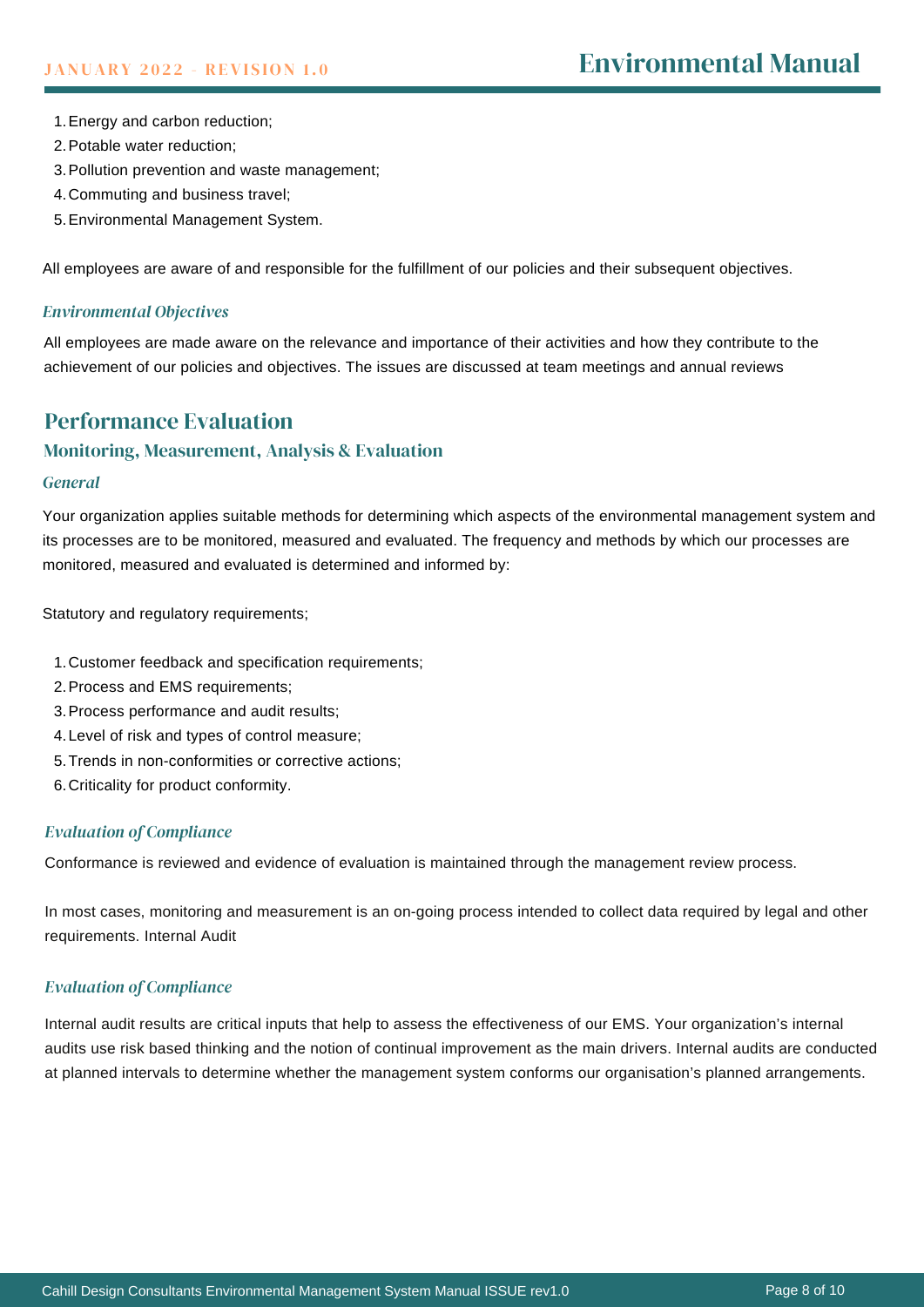1. Energy and carbon reduction;
2. Potable water reduction;
3. Pollution prevention and waste management;
4. Commuting and business travel;
5. Environmental Management System.

All employees are aware of and responsible for the fulfillment of our policies and their subsequent objectives.

### *Environmental Objectives*

All employees are made aware on the relevance and importance of their activities and how they contribute to the achievement of our policies and objectives. The issues are discussed at team meetings and annual reviews

# Performance Evaluation

## Monitoring, Measurement, Analysis & Evaluation

### *General*

Your organization applies suitable methods for determining which aspects of the environmental management system and its processes are to be monitored, measured and evaluated. The frequency and methods by which our processes are monitored, measured and evaluated is determined and informed by:

Statutory and regulatory requirements;

1. Customer feedback and specification requirements;
2. Process and EMS requirements;
3. Process performance and audit results;
4. Level of risk and types of control measure;
5. Trends in non-conformities or corrective actions;
6. Criticality for product conformity.

### *Evaluation of Compliance*

Conformance is reviewed and evidence of evaluation is maintained through the management review process.

In most cases, monitoring and measurement is an on-going process intended to collect data required by legal and other requirements. Internal Audit

### *Evaluation of Compliance*

Internal audit results are critical inputs that help to assess the effectiveness of our EMS. Your organization's internal audits use risk based thinking and the notion of continual improvement as the main drivers. Internal audits are conducted at planned intervals to determine whether the management system conforms our organisation's planned arrangements.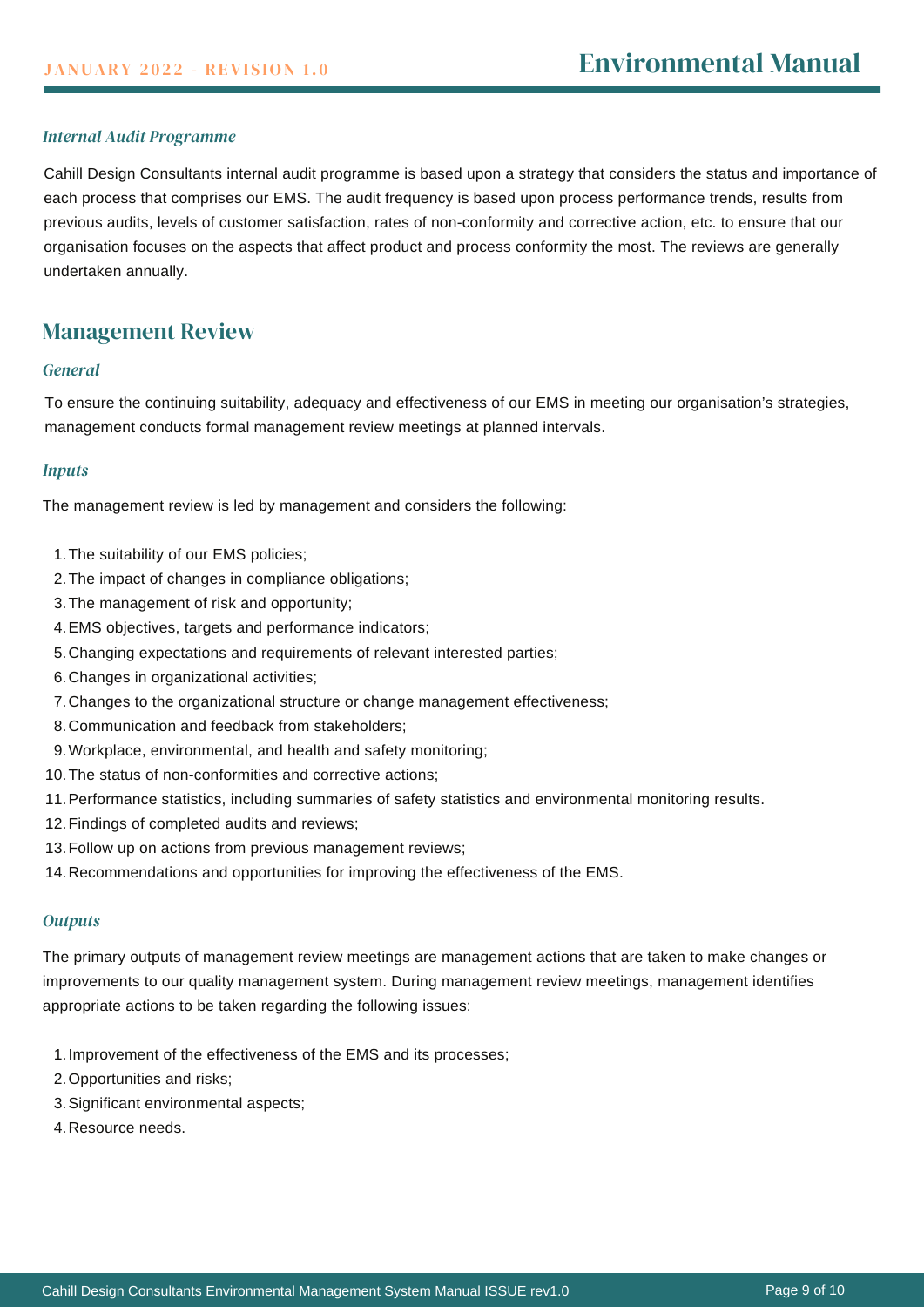### *Internal Audit Programme*

Cahill Design Consultants internal audit programme is based upon a strategy that considers the status and importance of each process that comprises our EMS. The audit frequency is based upon process performance trends, results from previous audits, levels of customer satisfaction, rates of non-conformity and corrective action, etc. to ensure that our organisation focuses on the aspects that affect product and process conformity the most. The reviews are generally undertaken annually.

## Management Review

### *General*

To ensure the continuing suitability, adequacy and effectiveness of our EMS in meeting our organisation's strategies, management conducts formal management review meetings at planned intervals.

### *Inputs*

The management review is led by management and considers the following:

1. The suitability of our EMS policies;
2. The impact of changes in compliance obligations;
3. The management of risk and opportunity;
4. EMS objectives, targets and performance indicators;
5. Changing expectations and requirements of relevant interested parties;
6. Changes in organizational activities;
7. Changes to the organizational structure or change management effectiveness;
8. Communication and feedback from stakeholders;
9. Workplace, environmental, and health and safety monitoring;
10. The status of non-conformities and corrective actions;
11. Performance statistics, including summaries of safety statistics and environmental monitoring results.
12. Findings of completed audits and reviews;
13. Follow up on actions from previous management reviews;
14. Recommendations and opportunities for improving the effectiveness of the EMS.

### *Outputs*

The primary outputs of management review meetings are management actions that are taken to make changes or improvements to our quality management system. During management review meetings, management identifies appropriate actions to be taken regarding the following issues:

1. Improvement of the effectiveness of the EMS and its processes;
2. Opportunities and risks;
3. Significant environmental aspects;
4. Resource needs.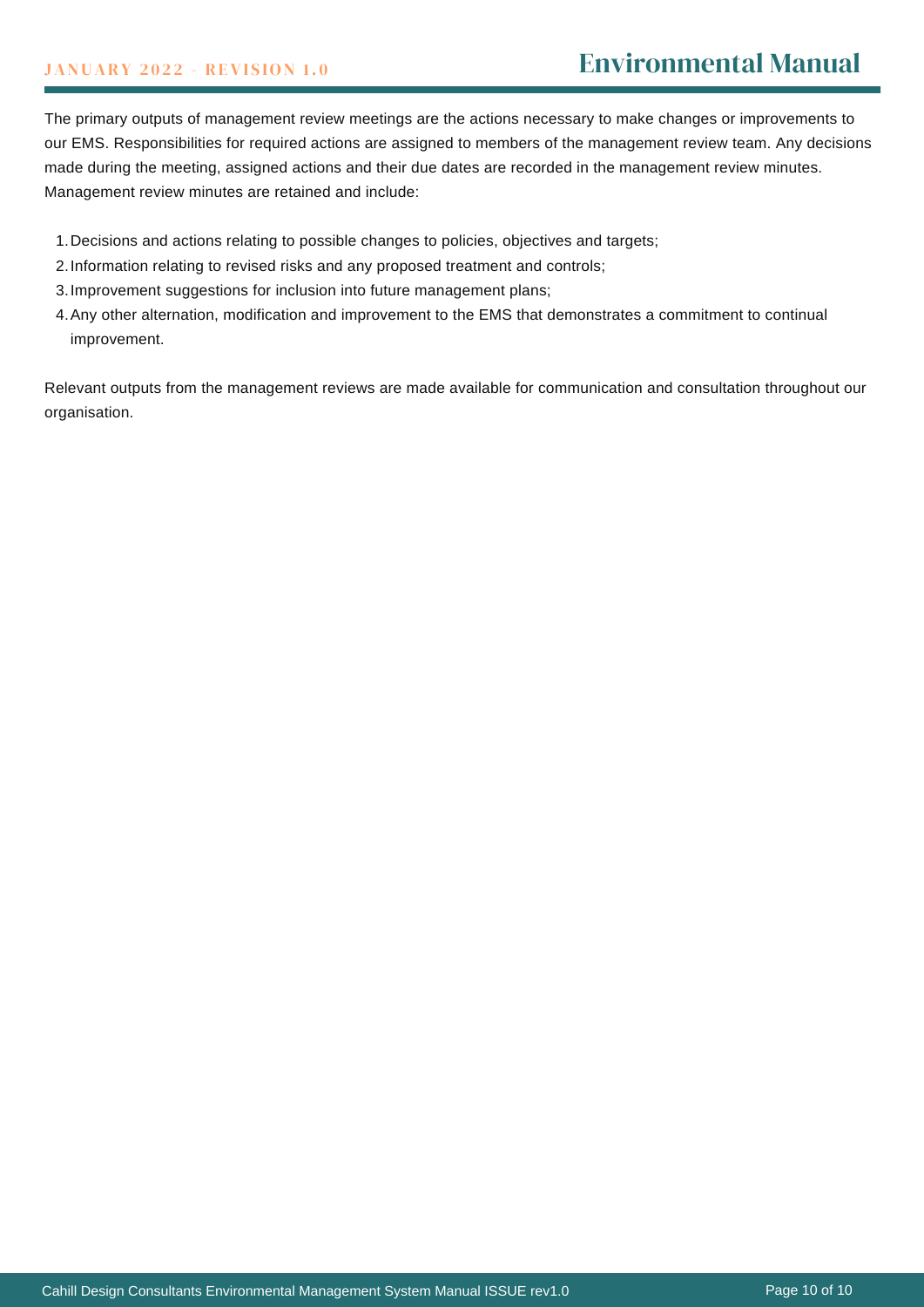The primary outputs of management review meetings are the actions necessary to make changes or improvements to our EMS. Responsibilities for required actions are assigned to members of the management review team. Any decisions made during the meeting, assigned actions and their due dates are recorded in the management review minutes. Management review minutes are retained and include:

1. Decisions and actions relating to possible changes to policies, objectives and targets;
2. Information relating to revised risks and any proposed treatment and controls;
3. Improvement suggestions for inclusion into future management plans;
4. Any other alternation, modification and improvement to the EMS that demonstrates a commitment to continual improvement.

Relevant outputs from the management reviews are made available for communication and consultation throughout our organisation.